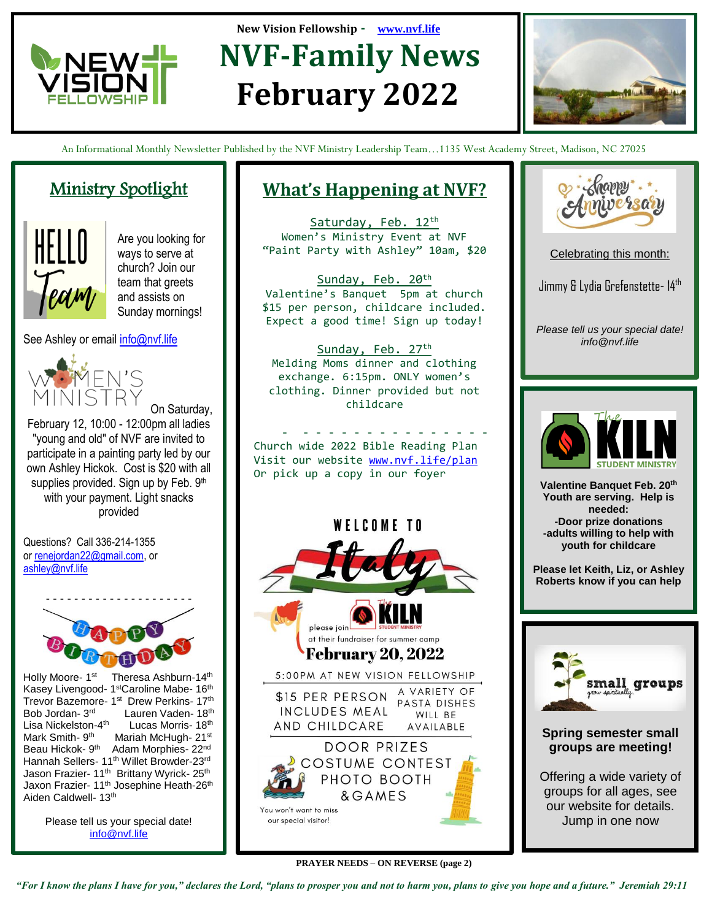New Vision Fellowship - www.nvf.life

# NVF-Family News February 2022

An Informational Monthly Newsletter Published by the NVF Ministry Leadership Team…1135 West Academy Street, Madison, NC 27025

## Ministry Spotlight

HELLO Team

Are you looking for ways to serve at church? Join our team that greets and assists on Sunday mornings!

See Ashley or email info@nvf.life

WOMEN'S MINISTRY

On Saturday, February 12, 10:00 - 12:00pm all ladies "young and old" of NVF are invited to participate in a painting party led by our own Ashley Hickok. Cost is $20 with all supplies provided. Sign up by Feb. 9th with your payment. Light snacks provided

Questions? Call 336-214-1355 or renejordan22@gmail.com, or ashley@nvf.life

- - - - - - - - - - - - - - - - - - - -

HAPPY BIRTHDAY

Holly Moore- 1st
Kasey Livengood- 1st
Trevor Bazemore- 1st
Bob Jordan- 3rd
Lisa Nickelston-4th
Mark Smith- 9th
Beau Hickok- 9th
Hannah Sellers- 11th
Jason Frazier- 11th
Jaxon Frazier- 11th
Aiden Caldwell- 13th
Theresa Ashburn-14th
Caroline Mabe- 16th
Drew Perkins- 17th
Lauren Vaden- 18th
Lucas Morris- 18th
Mariah McHugh- 21st
Adam Morphies- 22nd
Willet Browder-23rd
Brittany Wyrick- 25th
Josephine Heath-26th

Please tell us your special date!
info@nvf.life

## What's Happening at NVF?

Saturday, Feb. 12th
Women's Ministry Event at NVF
"Paint Party with Ashley" 10am, $20

Sunday, Feb. 20th
Valentine's Banquet 5pm at church
$15 per person, childcare included.
Expect a good time! Sign up today!

Sunday, Feb. 27th
Melding Moms dinner and clothing exchange. 6:15pm. ONLY women's clothing. Dinner provided but not childcare

- - - - - - - - - - - - - - - -

Church wide 2022 Bible Reading Plan
Visit our website www.nvf.life/plan
Or pick up a copy in our foyer

WELCOME TO Italy

please join The KILN STUDENT MINISTRY at their fundraiser for summer camp

February 20, 2022

5:00PM AT NEW VISION FELLOWSHIP

$15 PER PERSON INCLUDES MEAL AND CHILDCARE

A VARIETY OF PASTA DISHES WILL BE AVAILABLE

DOOR PRIZES
COSTUME CONTEST
PHOTO BOOTH
& GAMES

You won't want to miss our special visitor!

Happy Anniversary

Celebrating this month:

Jimmy & Lydia Grefenstette- 14th

*Please tell us your special date! info@nvf.life*

The KILN STUDENT MINISTRY

**Valentine Banquet Feb. 20th**
**Youth are serving. Help is needed:**
**-Door prize donations**
**-adults willing to help with youth for childcare**

**Please let Keith, Liz, or Ashley Roberts know if you can help**

small groups — grow spiritually.

**Spring semester small groups are meeting!**

Offering a wide variety of groups for all ages, see our website for details. Jump in one now

**PRAYER NEEDS – ON REVERSE (page 2)**

***"For I know the plans I have for you," declares the Lord, "plans to prosper you and not to harm you, plans to give you hope and a future." Jeremiah 29:11***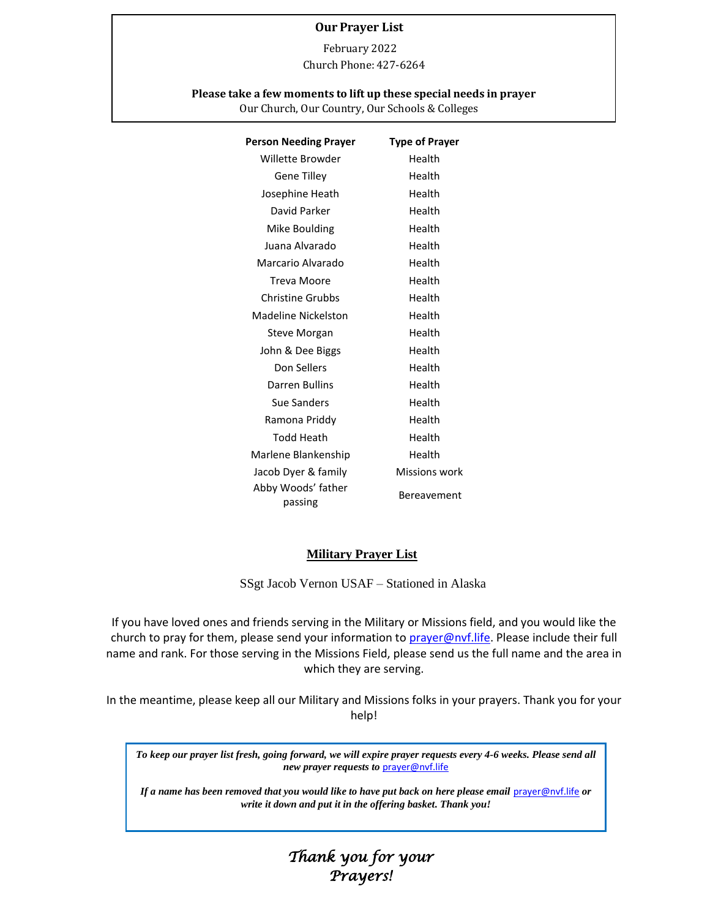**Our Prayer List**

February 2022

Church Phone: 427-6264

**Please take a few moments to lift up these special needs in prayer**

Our Church, Our Country, Our Schools & Colleges

| Person Needing Prayer | Type of Prayer |
|---|---|
| Willette Browder | Health |
| Gene Tilley | Health |
| Josephine Heath | Health |
| David Parker | Health |
| Mike Boulding | Health |
| Juana Alvarado | Health |
| Marcario Alvarado | Health |
| Treva Moore | Health |
| Christine Grubbs | Health |
| Madeline Nickelston | Health |
| Steve Morgan | Health |
| John & Dee Biggs | Health |
| Don Sellers | Health |
| Darren Bullins | Health |
| Sue Sanders | Health |
| Ramona Priddy | Health |
| Todd Heath | Health |
| Marlene Blankenship | Health |
| Jacob Dyer & family | Missions work |
| Abby Woods' father passing | Bereavement |

## Military Prayer List

SSgt Jacob Vernon USAF – Stationed in Alaska

If you have loved ones and friends serving in the Military or Missions field, and you would like the church to pray for them, please send your information to prayer@nvf.life. Please include their full name and rank. For those serving in the Missions Field, please send us the full name and the area in which they are serving.

In the meantime, please keep all our Military and Missions folks in your prayers. Thank you for your help!

***To keep our prayer list fresh, going forward, we will expire prayer requests every 4-6 weeks. Please send all new prayer requests to*** prayer@nvf.life

***If a name has been removed that you would like to have put back on here please email*** prayer@nvf.life ***or write it down and put it in the offering basket. Thank you!***

*Thank you for your Prayers!*